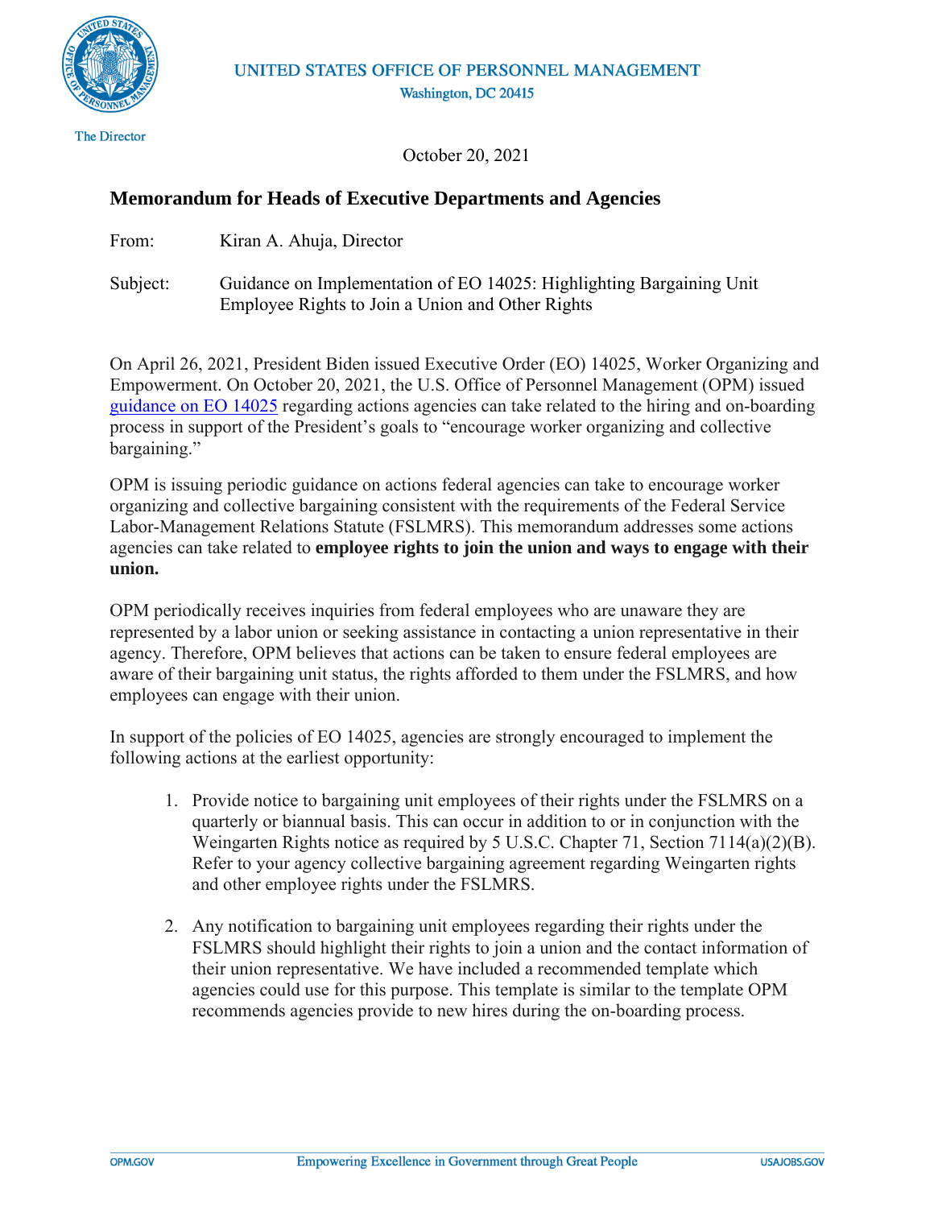UNITED STATES OFFICE OF PERSONNEL MANAGEMENT

Washington, DC 20415

The Director

October 20, 2021

## Memorandum for Heads of Executive Departments and Agencies

From: Kiran A. Ahuja, Director

Subject: Guidance on Implementation of EO 14025: Highlighting Bargaining Unit Employee Rights to Join a Union and Other Rights

On April 26, 2021, President Biden issued Executive Order (EO) 14025, Worker Organizing and Empowerment. On October 20, 2021, the U.S. Office of Personnel Management (OPM) issued guidance on EO 14025 regarding actions agencies can take related to the hiring and on-boarding process in support of the President's goals to "encourage worker organizing and collective bargaining."

OPM is issuing periodic guidance on actions federal agencies can take to encourage worker organizing and collective bargaining consistent with the requirements of the Federal Service Labor-Management Relations Statute (FSLMRS). This memorandum addresses some actions agencies can take related to **employee rights to join the union and ways to engage with their union.**

OPM periodically receives inquiries from federal employees who are unaware they are represented by a labor union or seeking assistance in contacting a union representative in their agency. Therefore, OPM believes that actions can be taken to ensure federal employees are aware of their bargaining unit status, the rights afforded to them under the FSLMRS, and how employees can engage with their union.

In support of the policies of EO 14025, agencies are strongly encouraged to implement the following actions at the earliest opportunity:

1. Provide notice to bargaining unit employees of their rights under the FSLMRS on a quarterly or biannual basis. This can occur in addition to or in conjunction with the Weingarten Rights notice as required by 5 U.S.C. Chapter 71, Section 7114(a)(2)(B). Refer to your agency collective bargaining agreement regarding Weingarten rights and other employee rights under the FSLMRS.

2. Any notification to bargaining unit employees regarding their rights under the FSLMRS should highlight their rights to join a union and the contact information of their union representative. We have included a recommended template which agencies could use for this purpose. This template is similar to the template OPM recommends agencies provide to new hires during the on-boarding process.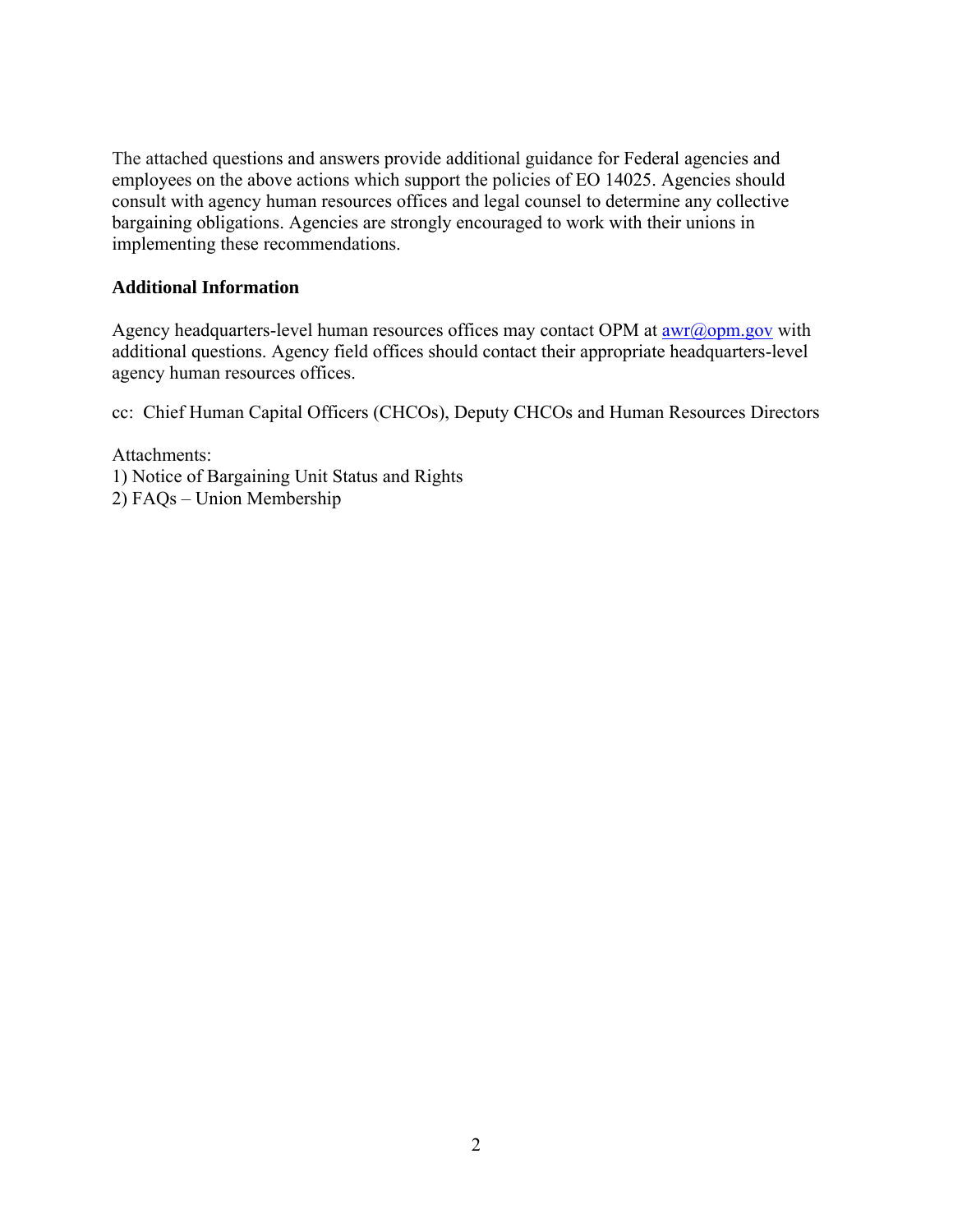The attached questions and answers provide additional guidance for Federal agencies and employees on the above actions which support the policies of EO 14025. Agencies should consult with agency human resources offices and legal counsel to determine any collective bargaining obligations. Agencies are strongly encouraged to work with their unions in implementing these recommendations.

**Additional Information**

Agency headquarters-level human resources offices may contact OPM at [awr@opm.gov](mailto:awr@opm.gov) with additional questions. Agency field offices should contact their appropriate headquarters-level agency human resources offices.

cc: Chief Human Capital Officers (CHCOs), Deputy CHCOs and Human Resources Directors

Attachments:
1) Notice of Bargaining Unit Status and Rights
2) FAQs – Union Membership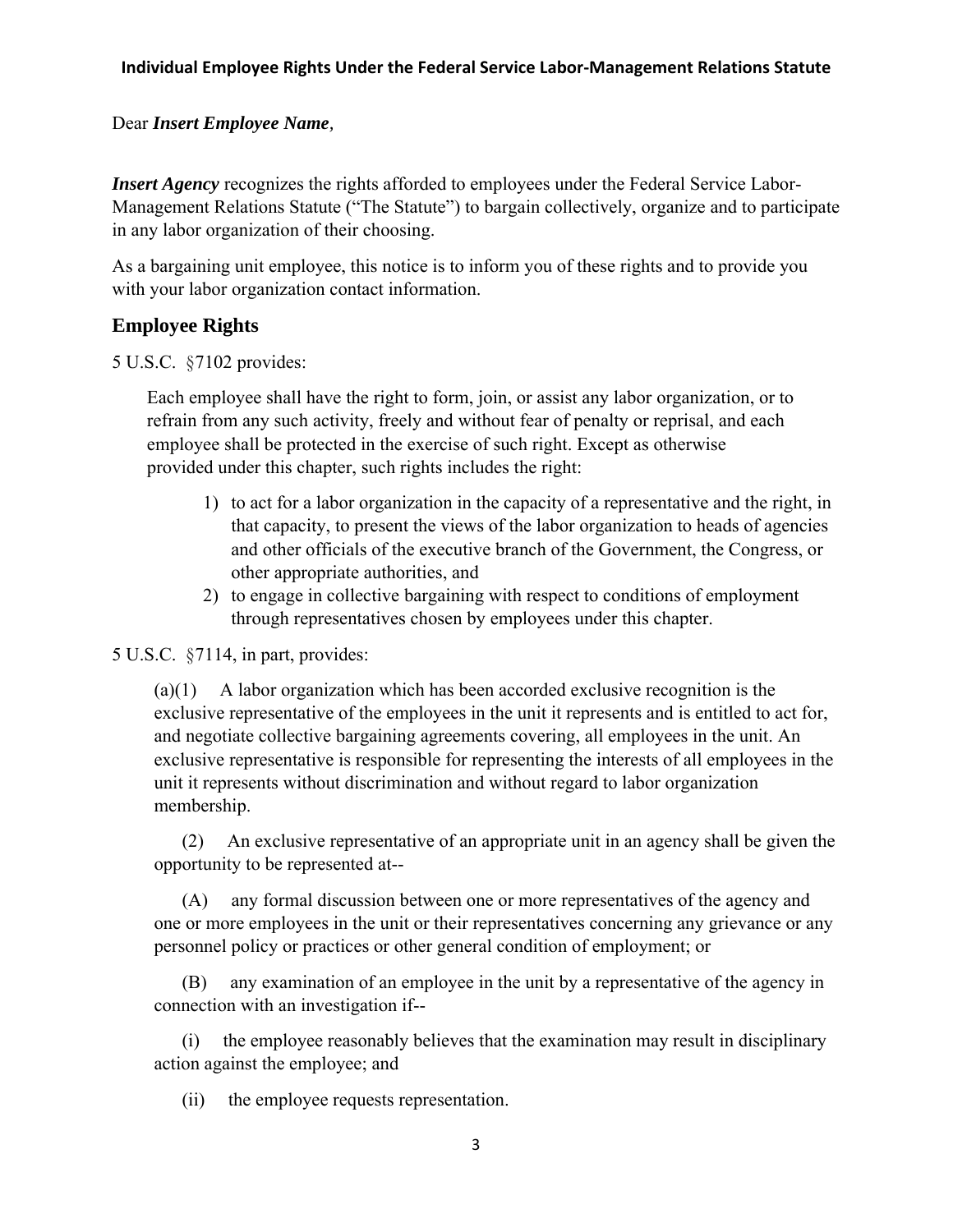Dear ***Insert Employee Name***,

***Insert Agency*** recognizes the rights afforded to employees under the Federal Service Labor-Management Relations Statute ("The Statute") to bargain collectively, organize and to participate in any labor organization of their choosing.

As a bargaining unit employee, this notice is to inform you of these rights and to provide you with your labor organization contact information.

## Employee Rights

5 U.S.C. §7102 provides:

> Each employee shall have the right to form, join, or assist any labor organization, or to refrain from any such activity, freely and without fear of penalty or reprisal, and each employee shall be protected in the exercise of such right. Except as otherwise provided under this chapter, such rights includes the right:
>
> 1) to act for a labor organization in the capacity of a representative and the right, in that capacity, to present the views of the labor organization to heads of agencies and other officials of the executive branch of the Government, the Congress, or other appropriate authorities, and
> 2) to engage in collective bargaining with respect to conditions of employment through representatives chosen by employees under this chapter.

5 U.S.C. §7114, in part, provides:

> (a)(1) A labor organization which has been accorded exclusive recognition is the exclusive representative of the employees in the unit it represents and is entitled to act for, and negotiate collective bargaining agreements covering, all employees in the unit. An exclusive representative is responsible for representing the interests of all employees in the unit it represents without discrimination and without regard to labor organization membership.
>
> (2) An exclusive representative of an appropriate unit in an agency shall be given the opportunity to be represented at--
>
> (A) any formal discussion between one or more representatives of the agency and one or more employees in the unit or their representatives concerning any grievance or any personnel policy or practices or other general condition of employment; or
>
> (B) any examination of an employee in the unit by a representative of the agency in connection with an investigation if--
>
> (i) the employee reasonably believes that the examination may result in disciplinary action against the employee; and
>
> (ii) the employee requests representation.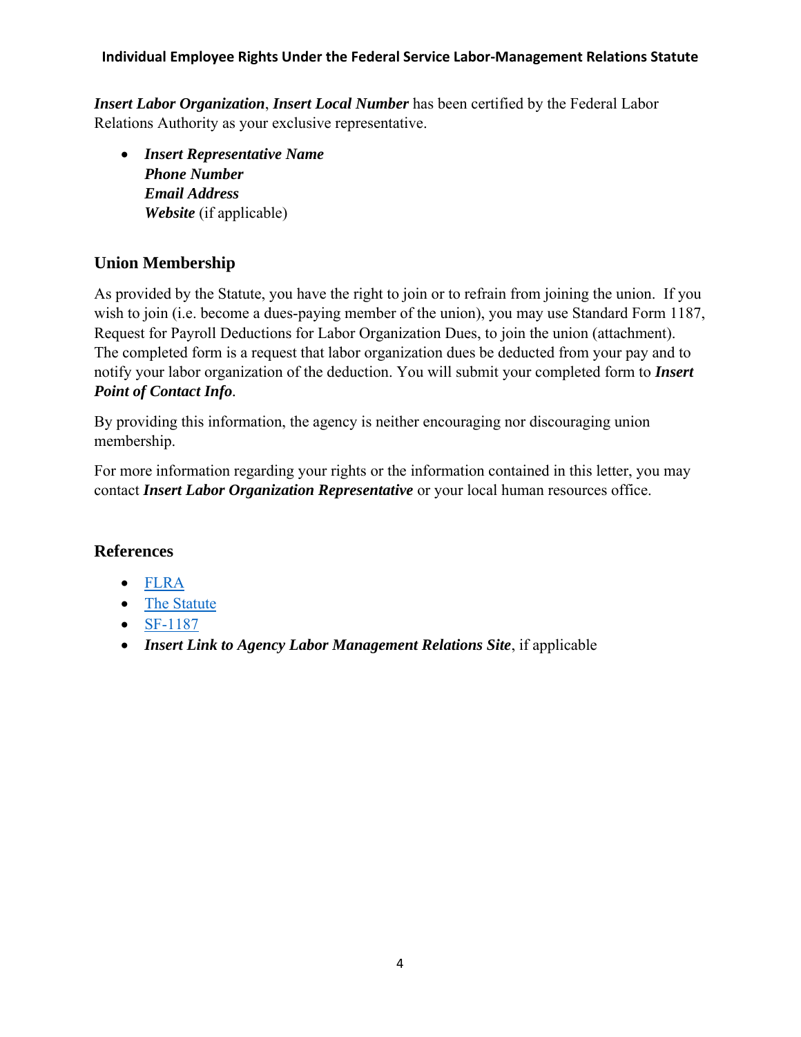**Individual Employee Rights Under the Federal Service Labor-Management Relations Statute**

***Insert Labor Organization***, ***Insert Local Number*** has been certified by the Federal Labor Relations Authority as your exclusive representative.

- ***Insert Representative Name***
  ***Phone Number***
  ***Email Address***
  ***Website*** (if applicable)

## Union Membership

As provided by the Statute, you have the right to join or to refrain from joining the union. If you wish to join (i.e. become a dues-paying member of the union), you may use Standard Form 1187, Request for Payroll Deductions for Labor Organization Dues, to join the union (attachment). The completed form is a request that labor organization dues be deducted from your pay and to notify your labor organization of the deduction. You will submit your completed form to ***Insert Point of Contact Info***.

By providing this information, the agency is neither encouraging nor discouraging union membership.

For more information regarding your rights or the information contained in this letter, you may contact ***Insert Labor Organization Representative*** or your local human resources office.

## References

- FLRA
- The Statute
- SF-1187
- ***Insert Link to Agency Labor Management Relations Site***, if applicable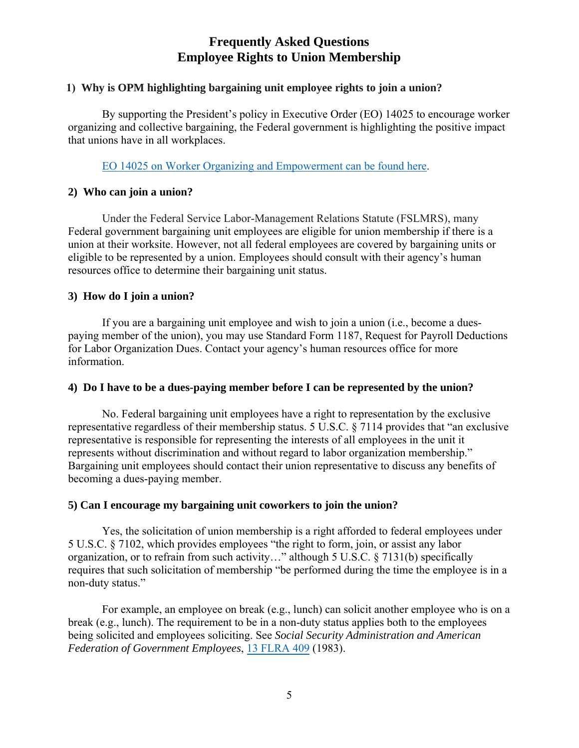# Frequently Asked Questions
# Employee Rights to Union Membership

**1) Why is OPM highlighting bargaining unit employee rights to join a union?**

By supporting the President's policy in Executive Order (EO) 14025 to encourage worker organizing and collective bargaining, the Federal government is highlighting the positive impact that unions have in all workplaces.

EO 14025 on Worker Organizing and Empowerment can be found here.

**2) Who can join a union?**

Under the Federal Service Labor-Management Relations Statute (FSLMRS), many Federal government bargaining unit employees are eligible for union membership if there is a union at their worksite. However, not all federal employees are covered by bargaining units or eligible to be represented by a union. Employees should consult with their agency's human resources office to determine their bargaining unit status.

**3) How do I join a union?**

If you are a bargaining unit employee and wish to join a union (i.e., become a dues-paying member of the union), you may use Standard Form 1187, Request for Payroll Deductions for Labor Organization Dues. Contact your agency's human resources office for more information.

**4) Do I have to be a dues-paying member before I can be represented by the union?**

No. Federal bargaining unit employees have a right to representation by the exclusive representative regardless of their membership status. 5 U.S.C. § 7114 provides that "an exclusive representative is responsible for representing the interests of all employees in the unit it represents without discrimination and without regard to labor organization membership." Bargaining unit employees should contact their union representative to discuss any benefits of becoming a dues-paying member.

**5) Can I encourage my bargaining unit coworkers to join the union?**

Yes, the solicitation of union membership is a right afforded to federal employees under 5 U.S.C. § 7102, which provides employees "the right to form, join, or assist any labor organization, or to refrain from such activity…" although 5 U.S.C. § 7131(b) specifically requires that such solicitation of membership "be performed during the time the employee is in a non-duty status."

For example, an employee on break (e.g., lunch) can solicit another employee who is on a break (e.g., lunch). The requirement to be in a non-duty status applies both to the employees being solicited and employees soliciting. See *Social Security Administration and American Federation of Government Employees*, 13 FLRA 409 (1983).